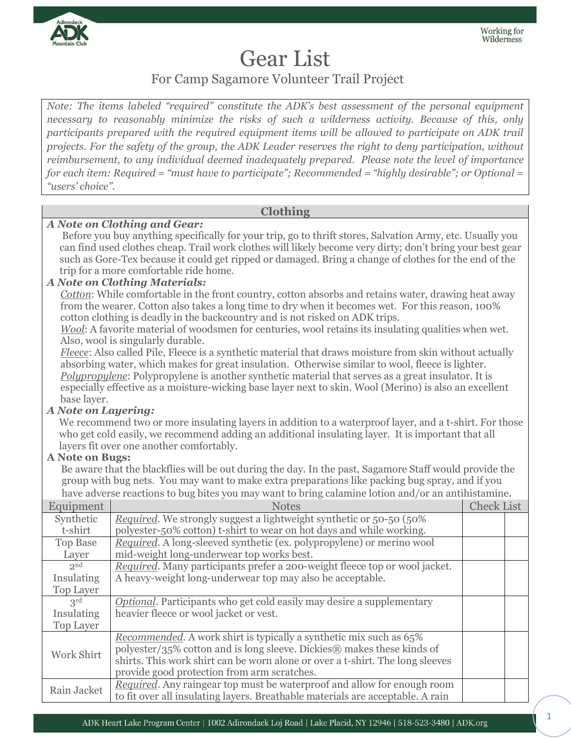Working for Wilderness

# Gear List

## For Camp Sagamore Volunteer Trail Project

*Note: The items labeled "required" constitute the ADK's best assessment of the personal equipment necessary to reasonably minimize the risks of such a wilderness activity. Because of this, only participants prepared with the required equipment items will be allowed to participate on ADK trail projects. For the safety of the group, the ADK Leader reserves the right to deny participation, without reimbursement, to any individual deemed inadequately prepared. Please note the level of importance for each item: Required = "must have to participate"; Recommended = "highly desirable"; or Optional = "users' choice".*

### Clothing

***A Note on Clothing and Gear:***

Before you buy anything specifically for your trip, go to thrift stores, Salvation Army, etc. Usually you can find used clothes cheap. Trail work clothes will likely become very dirty; don't bring your best gear such as Gore-Tex because it could get ripped or damaged. Bring a change of clothes for the end of the trip for a more comfortable ride home.

***A Note on Clothing Materials:***

Cotton: While comfortable in the front country, cotton absorbs and retains water, drawing heat away from the wearer. Cotton also takes a long time to dry when it becomes wet. For this reason, 100% cotton clothing is deadly in the backcountry and is not risked on ADK trips.

Wool: A favorite material of woodsmen for centuries, wool retains its insulating qualities when wet. Also, wool is singularly durable.

Fleece: Also called Pile, Fleece is a synthetic material that draws moisture from skin without actually absorbing water, which makes for great insulation. Otherwise similar to wool, fleece is lighter.

Polypropylene: Polypropylene is another synthetic material that serves as a great insulator. It is especially effective as a moisture-wicking base layer next to skin. Wool (Merino) is also an excellent base layer.

***A Note on Layering:***

We recommend two or more insulating layers in addition to a waterproof layer, and a t-shirt. For those who get cold easily, we recommend adding an additional insulating layer. It is important that all layers fit over one another comfortably.

**A Note on Bugs:**

Be aware that the blackflies will be out during the day. In the past, Sagamore Staff would provide the group with bug nets. You may want to make extra preparations like packing bug spray, and if you have adverse reactions to bug bites you may want to bring calamine lotion and/or an antihistamine.

| Equipment | Notes | Check List | |
|---|---|---|---|
| Synthetic t-shirt | *Required*. We strongly suggest a lightweight synthetic or 50-50 (50% polyester-50% cotton) t-shirt to wear on hot days and while working. | | |
| Top Base Layer | *Required*. A long-sleeved synthetic (ex. polypropylene) or merino wool mid-weight long-underwear top works best. | | |
| 2nd Insulating Top Layer | *Required*. Many participants prefer a 200-weight fleece top or wool jacket. A heavy-weight long-underwear top may also be acceptable. | | |
| 3rd Insulating Top Layer | *Optional*. Participants who get cold easily may desire a supplementary heavier fleece or wool jacket or vest. | | |
| Work Shirt | *Recommended*. A work shirt is typically a synthetic mix such as 65% polyester/35% cotton and is long sleeve. Dickies® makes these kinds of shirts. This work shirt can be worn alone or over a t-shirt. The long sleeves provide good protection from arm scratches. | | |
| Rain Jacket | *Required*. Any raingear top must be waterproof and allow for enough room to fit over all insulating layers. Breathable materials are acceptable. A rain | | |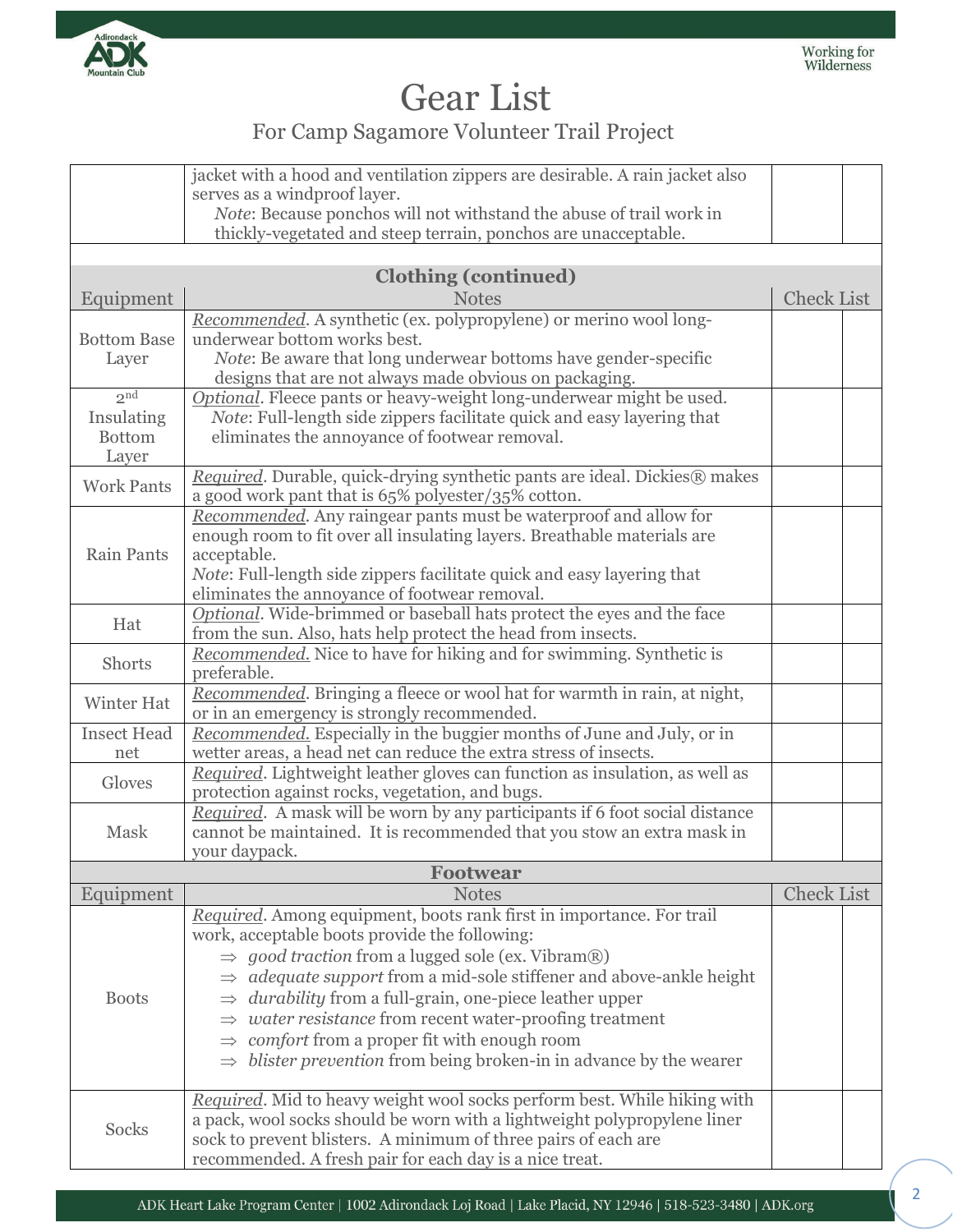# Gear List

For Camp Sagamore Volunteer Trail Project

| | | | |
|---|---|---|---|
| | jacket with a hood and ventilation zippers are desirable. A rain jacket also serves as a windproof layer. *Note*: Because ponchos will not withstand the abuse of trail work in thickly-vegetated and steep terrain, ponchos are unacceptable. | | |

**Clothing (continued)**

| Equipment | Notes | Check List | |
|---|---|---|---|
| Bottom Base Layer | *Recommended*. A synthetic (ex. polypropylene) or merino wool long-underwear bottom works best. *Note*: Be aware that long underwear bottoms have gender-specific designs that are not always made obvious on packaging. | | |
| 2nd Insulating Bottom Layer | *Optional*. Fleece pants or heavy-weight long-underwear might be used. *Note*: Full-length side zippers facilitate quick and easy layering that eliminates the annoyance of footwear removal. | | |
| Work Pants | *Required*. Durable, quick-drying synthetic pants are ideal. Dickies® makes a good work pant that is 65% polyester/35% cotton. | | |
| Rain Pants | *Recommended*. Any raingear pants must be waterproof and allow for enough room to fit over all insulating layers. Breathable materials are acceptable. *Note*: Full-length side zippers facilitate quick and easy layering that eliminates the annoyance of footwear removal. | | |
| Hat | *Optional*. Wide-brimmed or baseball hats protect the eyes and the face from the sun. Also, hats help protect the head from insects. | | |
| Shorts | *Recommended.* Nice to have for hiking and for swimming. Synthetic is preferable. | | |
| Winter Hat | *Recommended*. Bringing a fleece or wool hat for warmth in rain, at night, or in an emergency is strongly recommended. | | |
| Insect Head net | *Recommended.* Especially in the buggier months of June and July, or in wetter areas, a head net can reduce the extra stress of insects. | | |
| Gloves | *Required*. Lightweight leather gloves can function as insulation, as well as protection against rocks, vegetation, and bugs. | | |
| Mask | *Required*. A mask will be worn by any participants if 6 foot social distance cannot be maintained. It is recommended that you stow an extra mask in your daypack. | | |

**Footwear**

| Equipment | Notes | Check List | |
|---|---|---|---|
| Boots | *Required*. Among equipment, boots rank first in importance. For trail work, acceptable boots provide the following: ⇒ *good traction* from a lugged sole (ex. Vibram®) ⇒ *adequate support* from a mid-sole stiffener and above-ankle height ⇒ *durability* from a full-grain, one-piece leather upper ⇒ *water resistance* from recent water-proofing treatment ⇒ *comfort* from a proper fit with enough room ⇒ *blister prevention* from being broken-in in advance by the wearer | | |
| Socks | *Required*. Mid to heavy weight wool socks perform best. While hiking with a pack, wool socks should be worn with a lightweight polypropylene liner sock to prevent blisters. A minimum of three pairs of each are recommended. A fresh pair for each day is a nice treat. | | |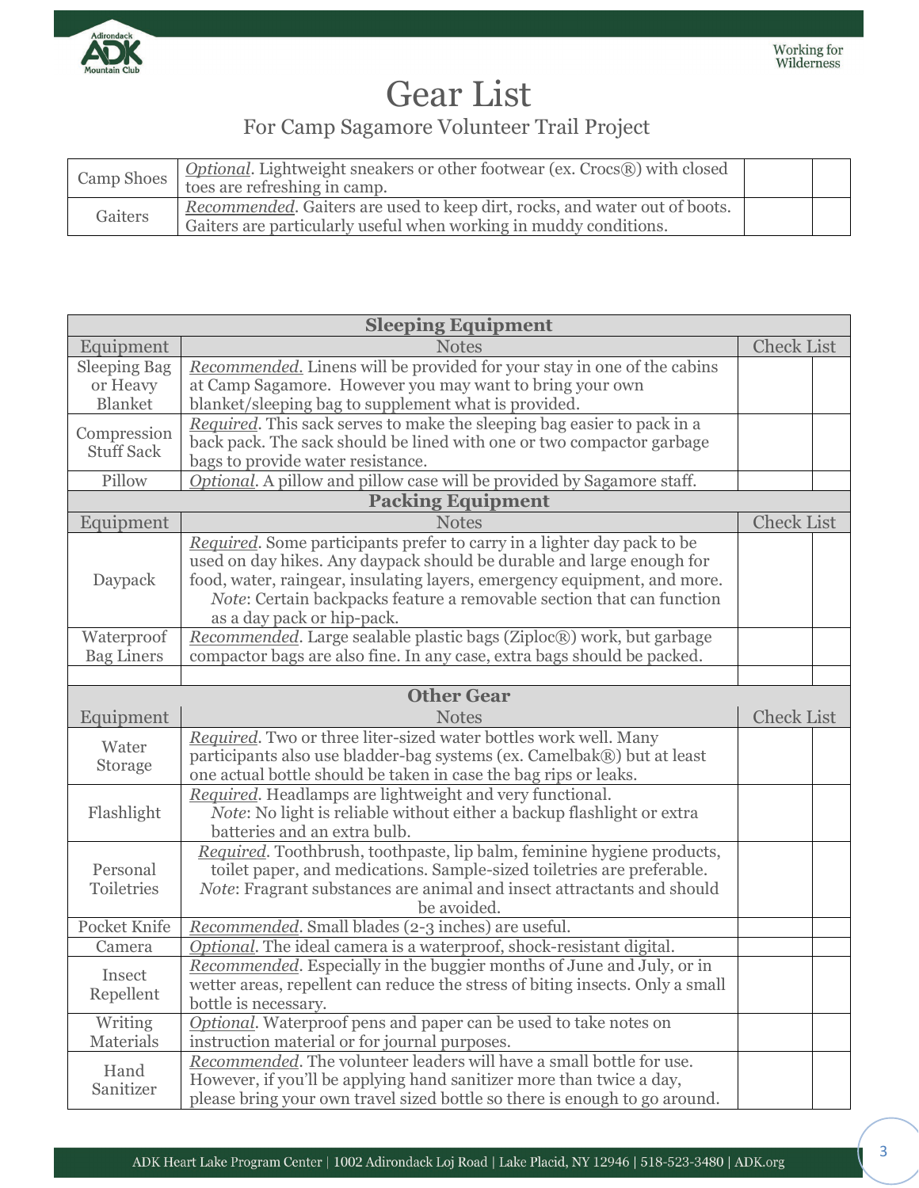# Gear List

## For Camp Sagamore Volunteer Trail Project

| | | | |
|---|---|---|---|
| Camp Shoes | _Optional_. Lightweight sneakers or other footwear (ex. Crocs®) with closed toes are refreshing in camp. | | |
| Gaiters | _Recommended_. Gaiters are used to keep dirt, rocks, and water out of boots. Gaiters are particularly useful when working in muddy conditions. | | |

| **Sleeping Equipment** | | | |
|---|---|---|---|
| Equipment | Notes | Check List | |
| Sleeping Bag or Heavy Blanket | _Recommended._ Linens will be provided for your stay in one of the cabins at Camp Sagamore. However you may want to bring your own blanket/sleeping bag to supplement what is provided. | | |
| Compression Stuff Sack | _Required_. This sack serves to make the sleeping bag easier to pack in a back pack. The sack should be lined with one or two compactor garbage bags to provide water resistance. | | |
| Pillow | _Optional_. A pillow and pillow case will be provided by Sagamore staff. | | |
| **Packing Equipment** | | | |
| Equipment | Notes | Check List | |
| Daypack | _Required_. Some participants prefer to carry in a lighter day pack to be used on day hikes. Any daypack should be durable and large enough for food, water, raingear, insulating layers, emergency equipment, and more. _Note_: Certain backpacks feature a removable section that can function as a day pack or hip-pack. | | |
| Waterproof Bag Liners | _Recommended_. Large sealable plastic bags (Ziploc®) work, but garbage compactor bags are also fine. In any case, extra bags should be packed. | | |
| | | | |
| **Other Gear** | | | |
| Equipment | Notes | Check List | |
| Water Storage | _Required_. Two or three liter-sized water bottles work well. Many participants also use bladder-bag systems (ex. Camelbak®) but at least one actual bottle should be taken in case the bag rips or leaks. | | |
| Flashlight | _Required_. Headlamps are lightweight and very functional. _Note_: No light is reliable without either a backup flashlight or extra batteries and an extra bulb. | | |
| Personal Toiletries | _Required_. Toothbrush, toothpaste, lip balm, feminine hygiene products, toilet paper, and medications. Sample-sized toiletries are preferable. _Note_: Fragrant substances are animal and insect attractants and should be avoided. | | |
| Pocket Knife | _Recommended_. Small blades (2-3 inches) are useful. | | |
| Camera | _Optional_. The ideal camera is a waterproof, shock-resistant digital. | | |
| Insect Repellent | _Recommended_. Especially in the buggier months of June and July, or in wetter areas, repellent can reduce the stress of biting insects. Only a small bottle is necessary. | | |
| Writing Materials | _Optional_. Waterproof pens and paper can be used to take notes on instruction material or for journal purposes. | | |
| Hand Sanitizer | _Recommended_. The volunteer leaders will have a small bottle for use. However, if you'll be applying hand sanitizer more than twice a day, please bring your own travel sized bottle so there is enough to go around. | | |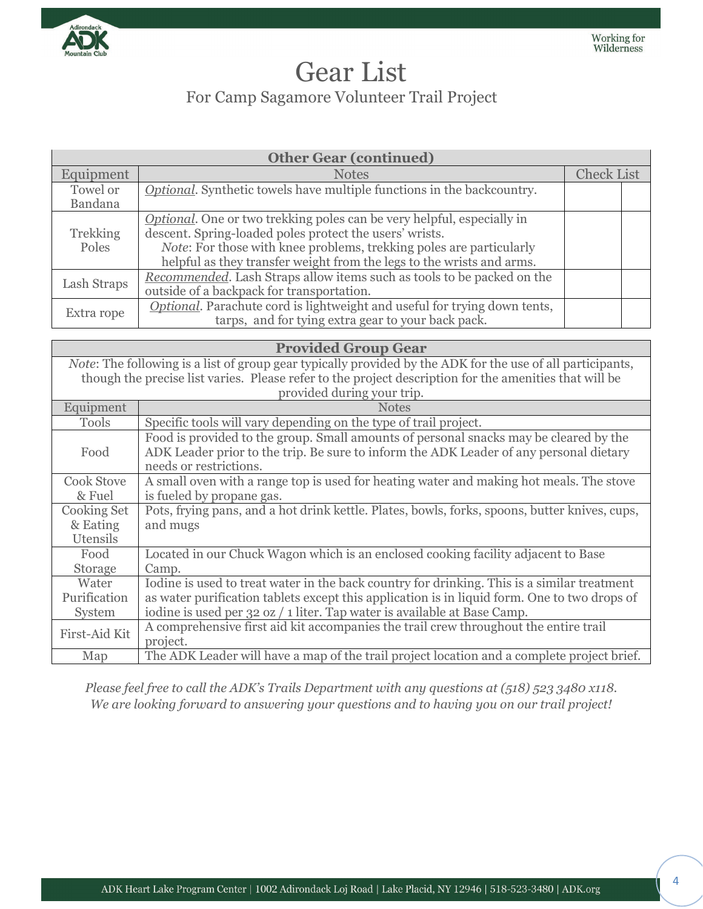# Gear List

## For Camp Sagamore Volunteer Trail Project

| Other Gear (continued) | | | |
|---|---|---|---|
| Equipment | Notes | Check List | |
| Towel or Bandana | *Optional*. Synthetic towels have multiple functions in the backcountry. | | |
| Trekking Poles | *Optional*. One or two trekking poles can be very helpful, especially in descent. Spring-loaded poles protect the users' wrists. *Note*: For those with knee problems, trekking poles are particularly helpful as they transfer weight from the legs to the wrists and arms. | | |
| Lash Straps | *Recommended*. Lash Straps allow items such as tools to be packed on the outside of a backpack for transportation. | | |
| Extra rope | *Optional*. Parachute cord is lightweight and useful for trying down tents, tarps, and for tying extra gear to your back pack. | | |

| Provided Group Gear | |
|---|---|
| *Note*: The following is a list of group gear typically provided by the ADK for the use of all participants, though the precise list varies. Please refer to the project description for the amenities that will be provided during your trip. | |
| Equipment | Notes |
| Tools | Specific tools will vary depending on the type of trail project. |
| Food | Food is provided to the group. Small amounts of personal snacks may be cleared by the ADK Leader prior to the trip. Be sure to inform the ADK Leader of any personal dietary needs or restrictions. |
| Cook Stove & Fuel | A small oven with a range top is used for heating water and making hot meals. The stove is fueled by propane gas. |
| Cooking Set & Eating Utensils | Pots, frying pans, and a hot drink kettle. Plates, bowls, forks, spoons, butter knives, cups, and mugs |
| Food Storage | Located in our Chuck Wagon which is an enclosed cooking facility adjacent to Base Camp. |
| Water Purification System | Iodine is used to treat water in the back country for drinking. This is a similar treatment as water purification tablets except this application is in liquid form. One to two drops of iodine is used per 32 oz / 1 liter. Tap water is available at Base Camp. |
| First-Aid Kit | A comprehensive first aid kit accompanies the trail crew throughout the entire trail project. |
| Map | The ADK Leader will have a map of the trail project location and a complete project brief. |

*Please feel free to call the ADK's Trails Department with any questions at (518) 523 3480 x118.*
*We are looking forward to answering your questions and to having you on our trail project!*